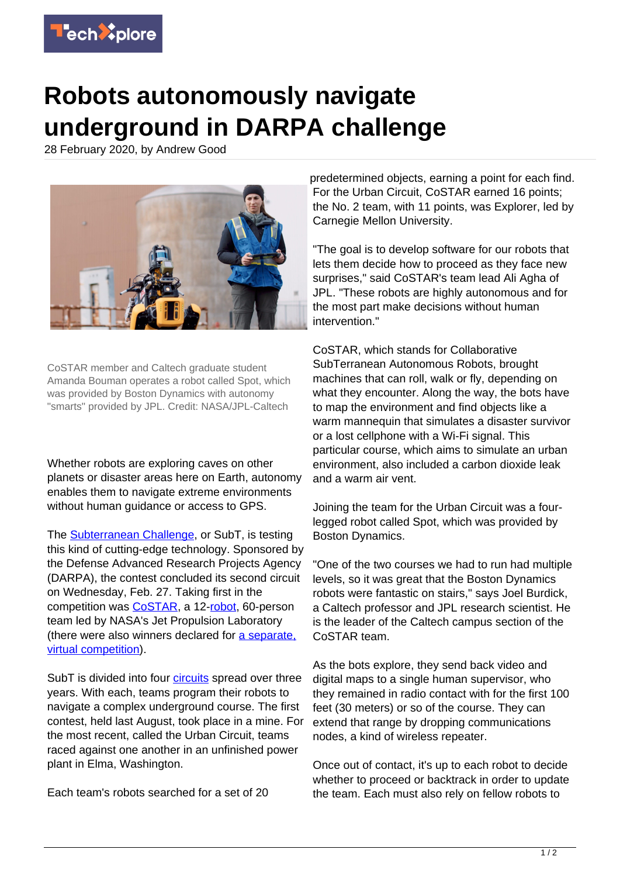# Robots autonomously navigate underground in DARPA challenge

28 February 2020, by Andrew Good

CoSTAR member and Caltech graduate student Amanda Bouman operates a robot called Spot, which was provided by Boston Dynamics with autonomy "smarts" provided by JPL. Credit: NASA/JPL-Caltech

Whether robots are exploring caves on other planets or disaster areas here on Earth, autonomy enables them to navigate extreme environments without human guidance or access to GPS.

The Subterranean Challenge, or SubT, is testing this kind of cutting-edge technology. Sponsored by the Defense Advanced Research Projects Agency (DARPA), the contest concluded its second circuit on Wednesday, Feb. 27. Taking first in the competition was CoSTAR, a 12-robot, 60-person team led by NASA's Jet Propulsion Laboratory (there were also winners declared for a separate, virtual competition).

SubT is divided into four circuits spread over three years. With each, teams program their robots to navigate a complex underground course. The first contest, held last August, took place in a mine. For the most recent, called the Urban Circuit, teams raced against one another in an unfinished power plant in Elma, Washington.

Each team's robots searched for a set of 20 predetermined objects, earning a point for each find. For the Urban Circuit, CoSTAR earned 16 points; the No. 2 team, with 11 points, was Explorer, led by Carnegie Mellon University.

"The goal is to develop software for our robots that lets them decide how to proceed as they face new surprises," said CoSTAR's team lead Ali Agha of JPL. "These robots are highly autonomous and for the most part make decisions without human intervention."

CoSTAR, which stands for Collaborative SubTerranean Autonomous Robots, brought machines that can roll, walk or fly, depending on what they encounter. Along the way, the bots have to map the environment and find objects like a warm mannequin that simulates a disaster survivor or a lost cellphone with a Wi-Fi signal. This particular course, which aims to simulate an urban environment, also included a carbon dioxide leak and a warm air vent.

Joining the team for the Urban Circuit was a four-legged robot called Spot, which was provided by Boston Dynamics.

"One of the two courses we had to run had multiple levels, so it was great that the Boston Dynamics robots were fantastic on stairs," says Joel Burdick, a Caltech professor and JPL research scientist. He is the leader of the Caltech campus section of the CoSTAR team.

As the bots explore, they send back video and digital maps to a single human supervisor, who they remained in radio contact with for the first 100 feet (30 meters) or so of the course. They can extend that range by dropping communications nodes, a kind of wireless repeater.

Once out of contact, it's up to each robot to decide whether to proceed or backtrack in order to update the team. Each must also rely on fellow robots to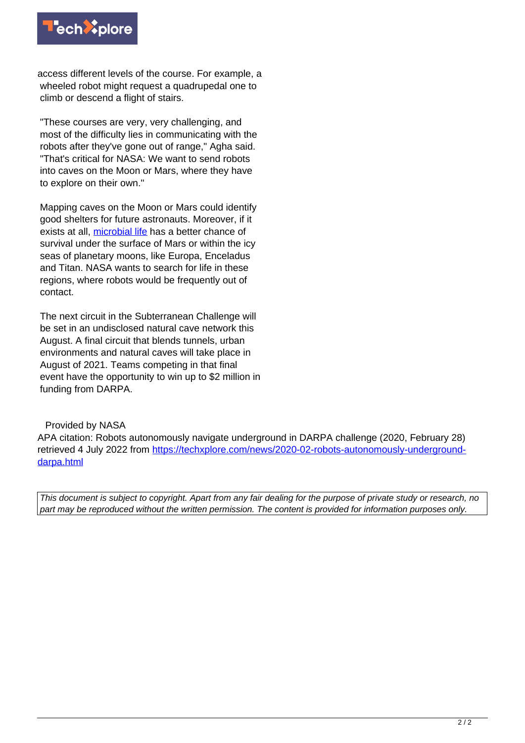access different levels of the course. For example, a wheeled robot might request a quadrupedal one to climb or descend a flight of stairs.

"These courses are very, very challenging, and most of the difficulty lies in communicating with the robots after they've gone out of range," Agha said. "That's critical for NASA: We want to send robots into caves on the Moon or Mars, where they have to explore on their own."

Mapping caves on the Moon or Mars could identify good shelters for future astronauts. Moreover, if it exists at all, [microbial life](https://techxplore.com/tags/microbial+life/) has a better chance of survival under the surface of Mars or within the icy seas of planetary moons, like Europa, Enceladus and Titan. NASA wants to search for life in these regions, where robots would be frequently out of contact.

The next circuit in the Subterranean Challenge will be set in an undisclosed natural cave network this August. A final circuit that blends tunnels, urban environments and natural caves will take place in August of 2021. Teams competing in that final event have the opportunity to win up to $2 million in funding from DARPA.

Provided by NASA

APA citation: Robots autonomously navigate underground in DARPA challenge (2020, February 28) retrieved 4 July 2022 from https://techxplore.com/news/2020-02-robots-autonomously-underground-darpa.html

*This document is subject to copyright. Apart from any fair dealing for the purpose of private study or research, no part may be reproduced without the written permission. The content is provided for information purposes only.*